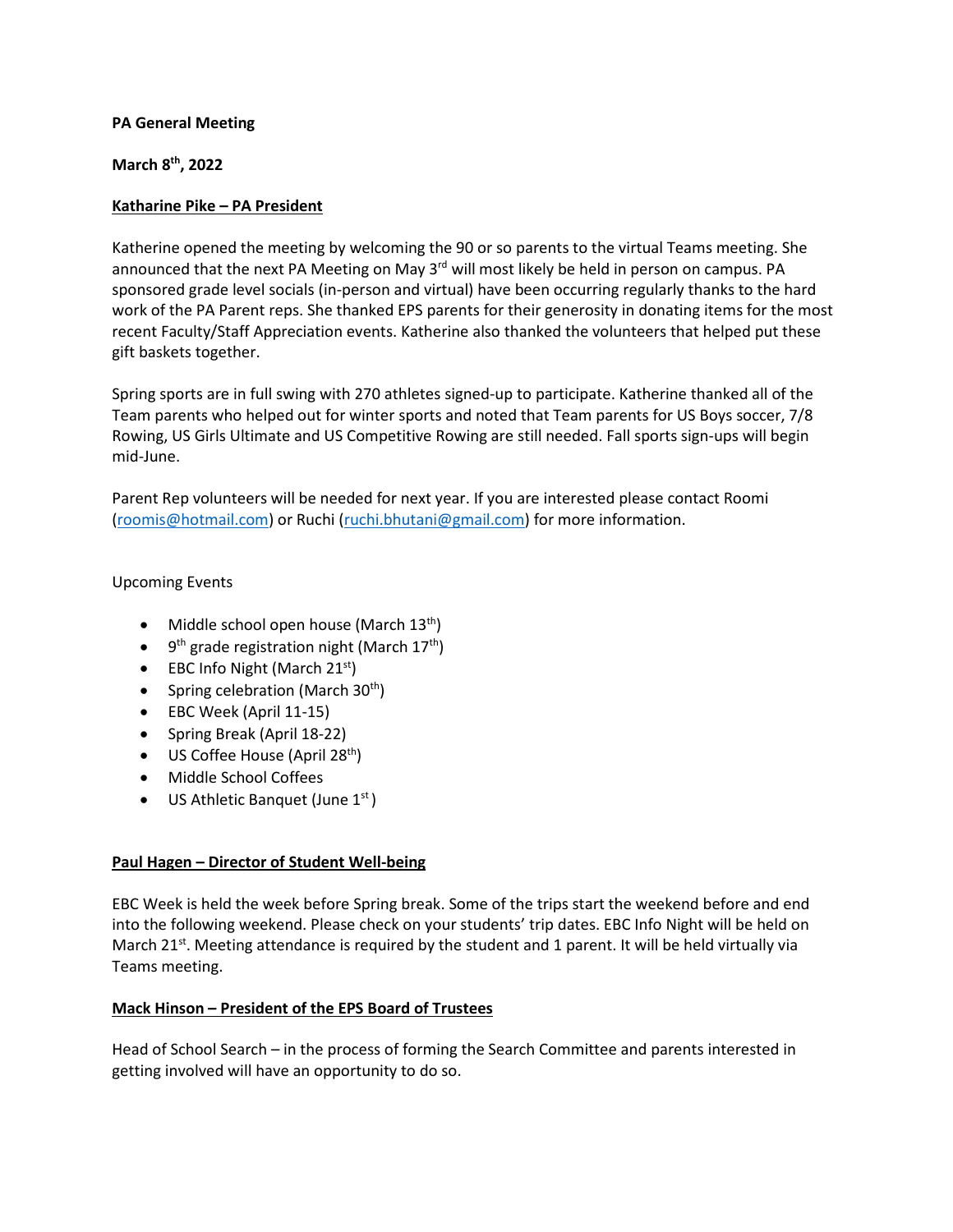**PA General Meeting**

**March 8th, 2022**

**Katharine Pike – PA President**

Katherine opened the meeting by welcoming the 90 or so parents to the virtual Teams meeting. She announced that the next PA Meeting on May 3rd will most likely be held in person on campus. PA sponsored grade level socials (in-person and virtual) have been occurring regularly thanks to the hard work of the PA Parent reps. She thanked EPS parents for their generosity in donating items for the most recent Faculty/Staff Appreciation events. Katherine also thanked the volunteers that helped put these gift baskets together.

Spring sports are in full swing with 270 athletes signed-up to participate. Katherine thanked all of the Team parents who helped out for winter sports and noted that Team parents for US Boys soccer, 7/8 Rowing, US Girls Ultimate and US Competitive Rowing are still needed. Fall sports sign-ups will begin mid-June.

Parent Rep volunteers will be needed for next year. If you are interested please contact Roomi (roomis@hotmail.com) or Ruchi (ruchi.bhutani@gmail.com) for more information.

Upcoming Events

- Middle school open house (March 13th)
- 9th grade registration night (March 17th)
- EBC Info Night (March 21st)
- Spring celebration (March 30th)
- EBC Week (April 11-15)
- Spring Break (April 18-22)
- US Coffee House (April 28th)
- Middle School Coffees
- US Athletic Banquet (June 1st)

**Paul Hagen – Director of Student Well-being**

EBC Week is held the week before Spring break. Some of the trips start the weekend before and end into the following weekend. Please check on your students' trip dates. EBC Info Night will be held on March 21st. Meeting attendance is required by the student and 1 parent. It will be held virtually via Teams meeting.

**Mack Hinson – President of the EPS Board of Trustees**

Head of School Search – in the process of forming the Search Committee and parents interested in getting involved will have an opportunity to do so.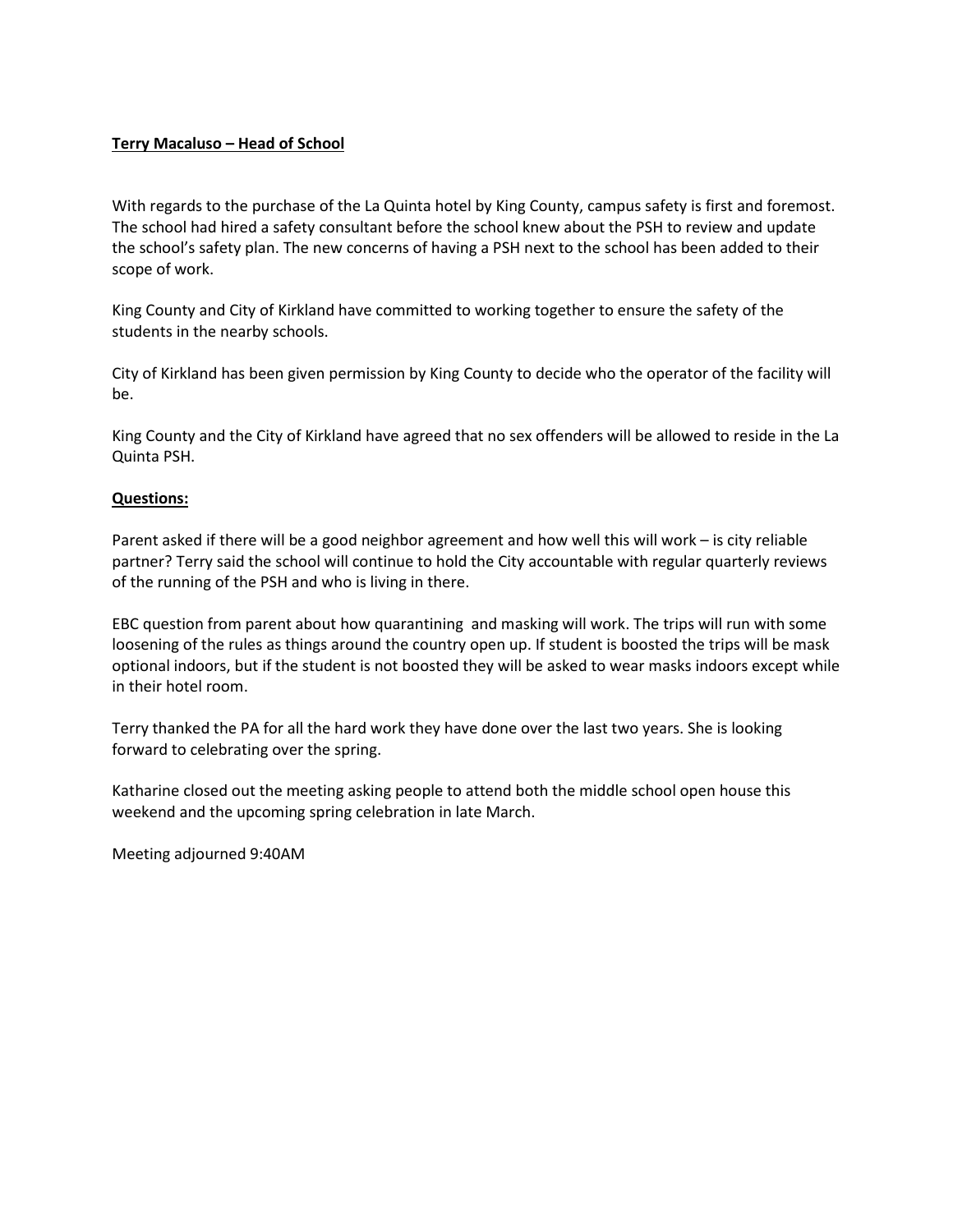**<u>Terry Macaluso – Head of School</u>**

With regards to the purchase of the La Quinta hotel by King County, campus safety is first and foremost. The school had hired a safety consultant before the school knew about the PSH to review and update the school's safety plan. The new concerns of having a PSH next to the school has been added to their scope of work.

King County and City of Kirkland have committed to working together to ensure the safety of the students in the nearby schools.

City of Kirkland has been given permission by King County to decide who the operator of the facility will be.

King County and the City of Kirkland have agreed that no sex offenders will be allowed to reside in the La Quinta PSH.

**<u>Questions:</u>**

Parent asked if there will be a good neighbor agreement and how well this will work – is city reliable partner? Terry said the school will continue to hold the City accountable with regular quarterly reviews of the running of the PSH and who is living in there.

EBC question from parent about how quarantining and masking will work. The trips will run with some loosening of the rules as things around the country open up. If student is boosted the trips will be mask optional indoors, but if the student is not boosted they will be asked to wear masks indoors except while in their hotel room.

Terry thanked the PA for all the hard work they have done over the last two years. She is looking forward to celebrating over the spring.

Katharine closed out the meeting asking people to attend both the middle school open house this weekend and the upcoming spring celebration in late March.

Meeting adjourned 9:40AM